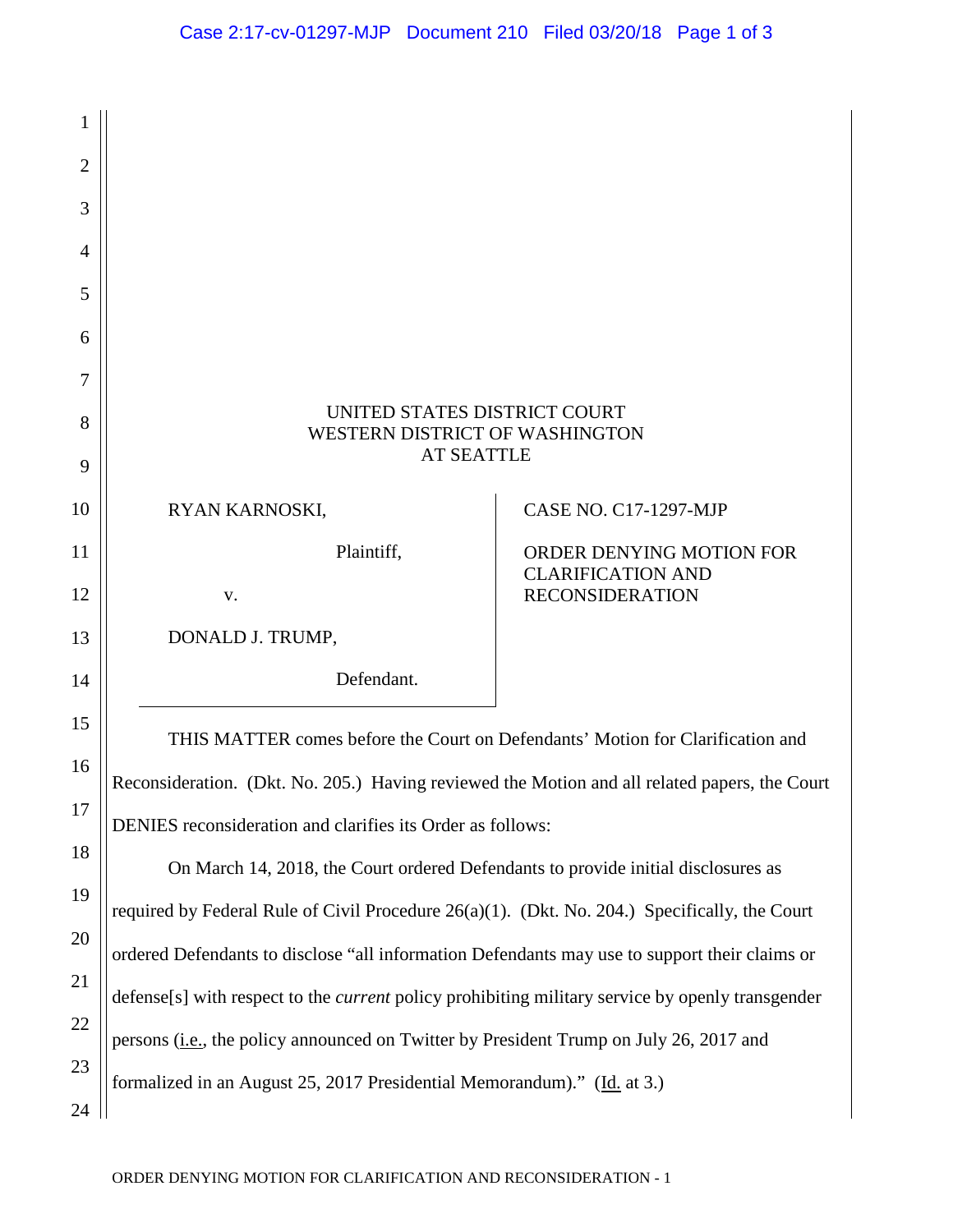UNITED STATES DISTRICT COURT
WESTERN DISTRICT OF WASHINGTON
AT SEATTLE

| | |
|---|---|
| RYAN KARNOSKI, Plaintiff, v. DONALD J. TRUMP, Defendant. | CASE NO. C17-1297-MJP ORDER DENYING MOTION FOR CLARIFICATION AND RECONSIDERATION |

THIS MATTER comes before the Court on Defendants' Motion for Clarification and Reconsideration. (Dkt. No. 205.) Having reviewed the Motion and all related papers, the Court DENIES reconsideration and clarifies its Order as follows:

On March 14, 2018, the Court ordered Defendants to provide initial disclosures as required by Federal Rule of Civil Procedure 26(a)(1). (Dkt. No. 204.) Specifically, the Court ordered Defendants to disclose "all information Defendants may use to support their claims or defense[s] with respect to the *current* policy prohibiting military service by openly transgender persons (i.e., the policy announced on Twitter by President Trump on July 26, 2017 and formalized in an August 25, 2017 Presidential Memorandum)." (Id. at 3.)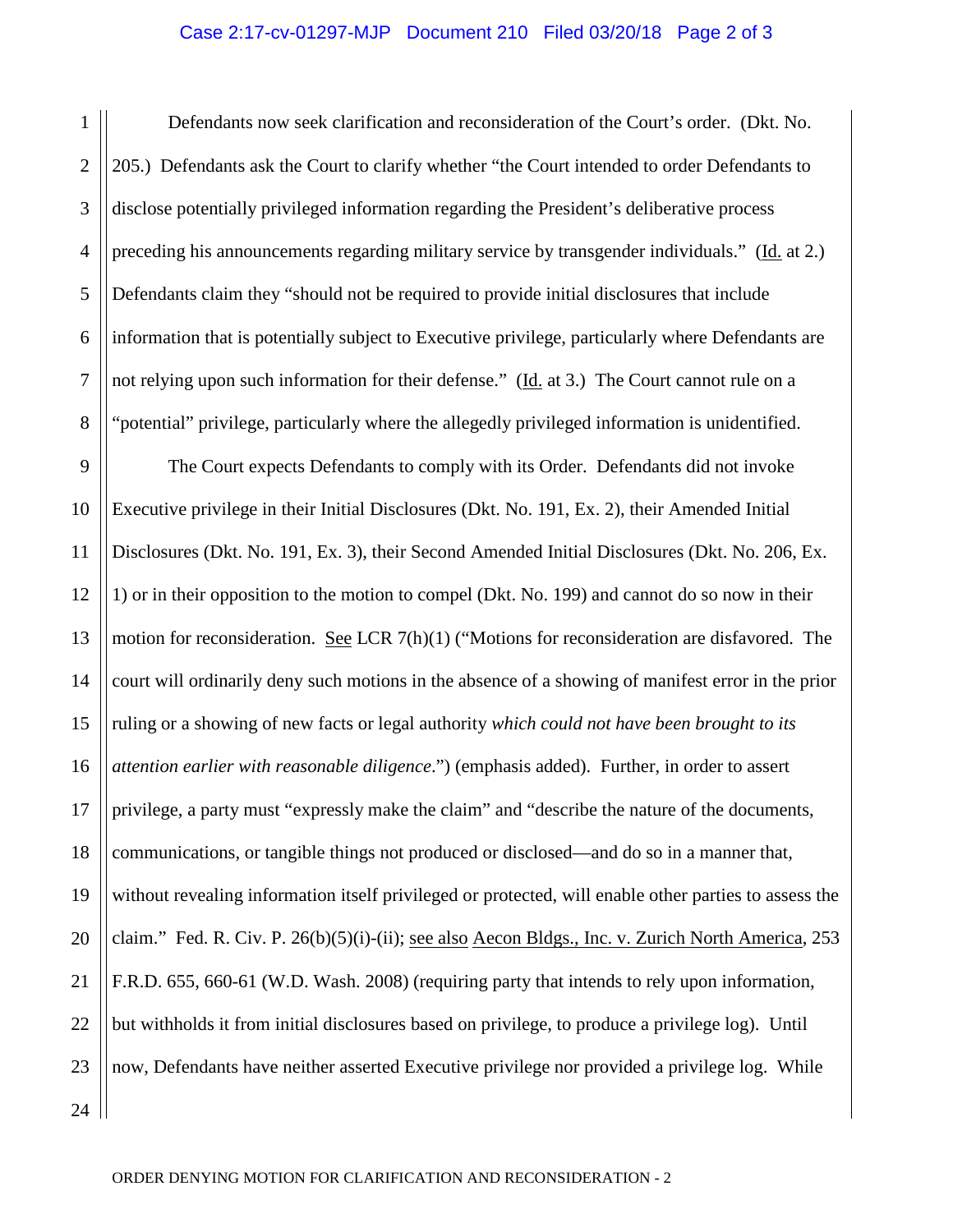Defendants now seek clarification and reconsideration of the Court's order. (Dkt. No. 205.) Defendants ask the Court to clarify whether "the Court intended to order Defendants to disclose potentially privileged information regarding the President's deliberative process preceding his announcements regarding military service by transgender individuals." (Id. at 2.) Defendants claim they "should not be required to provide initial disclosures that include information that is potentially subject to Executive privilege, particularly where Defendants are not relying upon such information for their defense." (Id. at 3.) The Court cannot rule on a "potential" privilege, particularly where the allegedly privileged information is unidentified.

The Court expects Defendants to comply with its Order. Defendants did not invoke Executive privilege in their Initial Disclosures (Dkt. No. 191, Ex. 2), their Amended Initial Disclosures (Dkt. No. 191, Ex. 3), their Second Amended Initial Disclosures (Dkt. No. 206, Ex. 1) or in their opposition to the motion to compel (Dkt. No. 199) and cannot do so now in their motion for reconsideration. See LCR 7(h)(1) ("Motions for reconsideration are disfavored. The court will ordinarily deny such motions in the absence of a showing of manifest error in the prior ruling or a showing of new facts or legal authority *which could not have been brought to its attention earlier with reasonable diligence*.") (emphasis added). Further, in order to assert privilege, a party must "expressly make the claim" and "describe the nature of the documents, communications, or tangible things not produced or disclosed—and do so in a manner that, without revealing information itself privileged or protected, will enable other parties to assess the claim." Fed. R. Civ. P. 26(b)(5)(i)-(ii); see also Aecon Bldgs., Inc. v. Zurich North America, 253 F.R.D. 655, 660-61 (W.D. Wash. 2008) (requiring party that intends to rely upon information, but withholds it from initial disclosures based on privilege, to produce a privilege log). Until now, Defendants have neither asserted Executive privilege nor provided a privilege log. While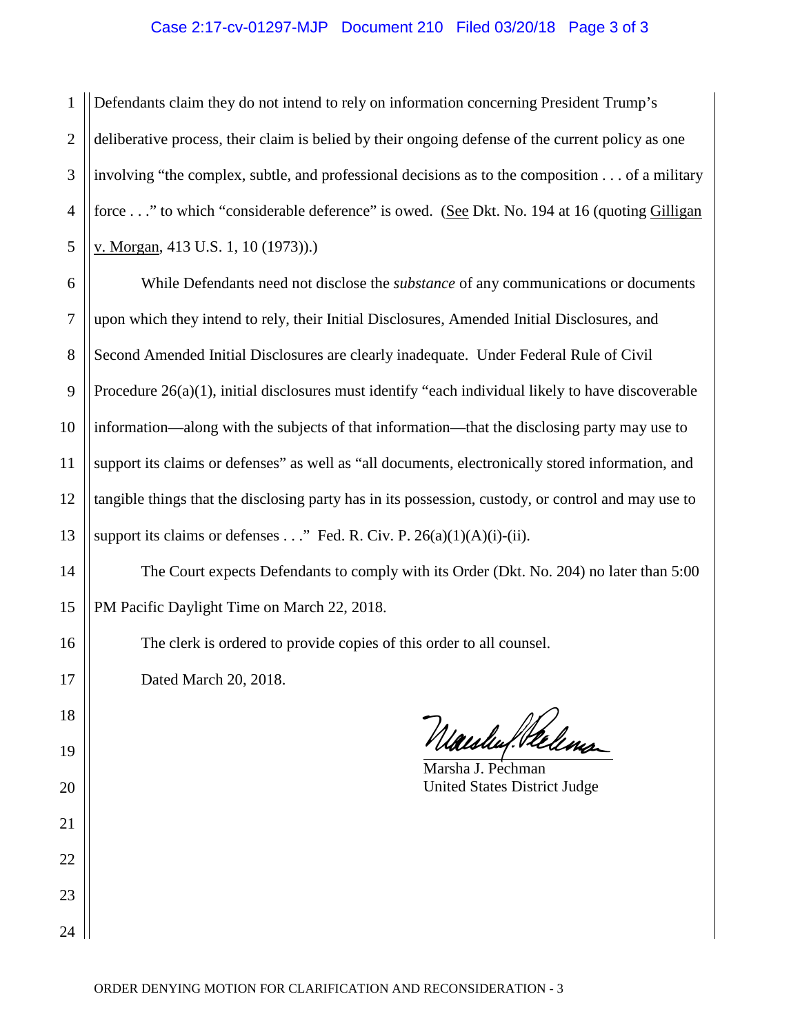Defendants claim they do not intend to rely on information concerning President Trump's deliberative process, their claim is belied by their ongoing defense of the current policy as one involving "the complex, subtle, and professional decisions as to the composition . . . of a military force . . ." to which "considerable deference" is owed. (See Dkt. No. 194 at 16 (quoting Gilligan v. Morgan, 413 U.S. 1, 10 (1973)).)

While Defendants need not disclose the *substance* of any communications or documents upon which they intend to rely, their Initial Disclosures, Amended Initial Disclosures, and Second Amended Initial Disclosures are clearly inadequate. Under Federal Rule of Civil Procedure 26(a)(1), initial disclosures must identify "each individual likely to have discoverable information—along with the subjects of that information—that the disclosing party may use to support its claims or defenses" as well as "all documents, electronically stored information, and tangible things that the disclosing party has in its possession, custody, or control and may use to support its claims or defenses . . ." Fed. R. Civ. P. 26(a)(1)(A)(i)-(ii).

The Court expects Defendants to comply with its Order (Dkt. No. 204) no later than 5:00 PM Pacific Daylight Time on March 22, 2018.

The clerk is ordered to provide copies of this order to all counsel.

Dated March 20, 2018.

Marsha J. Pechman
United States District Judge

ORDER DENYING MOTION FOR CLARIFICATION AND RECONSIDERATION - 3